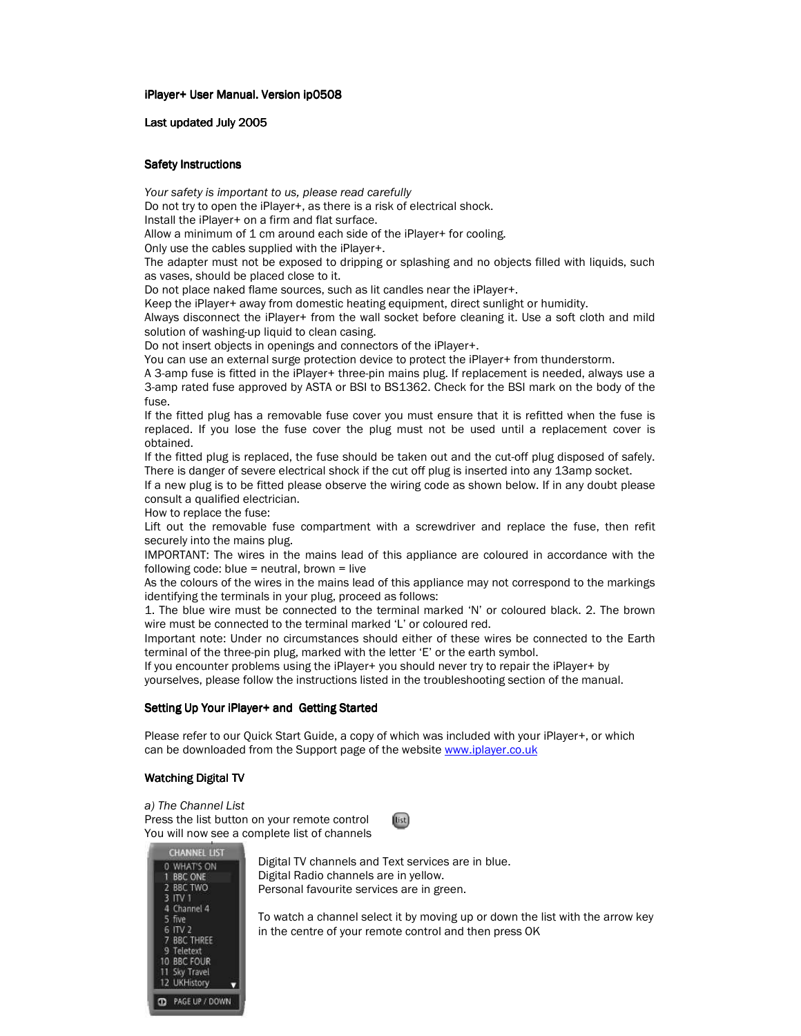**iPlayer+ User Manual. Version ip0508**

**Last updated July 2005**

## Safety Instructions

*Your safety is important to us, please read carefully*

Do not try to open the iPlayer+, as there is a risk of electrical shock.
Install the iPlayer+ on a firm and flat surface.
Allow a minimum of 1 cm around each side of the iPlayer+ for cooling.
Only use the cables supplied with the iPlayer+.
The adapter must not be exposed to dripping or splashing and no objects filled with liquids, such as vases, should be placed close to it.
Do not place naked flame sources, such as lit candles near the iPlayer+.
Keep the iPlayer+ away from domestic heating equipment, direct sunlight or humidity.
Always disconnect the iPlayer+ from the wall socket before cleaning it. Use a soft cloth and mild solution of washing-up liquid to clean casing.
Do not insert objects in openings and connectors of the iPlayer+.
You can use an external surge protection device to protect the iPlayer+ from thunderstorm.
A 3-amp fuse is fitted in the iPlayer+ three-pin mains plug. If replacement is needed, always use a 3-amp rated fuse approved by ASTA or BSI to BS1362. Check for the BSI mark on the body of the fuse.
If the fitted plug has a removable fuse cover you must ensure that it is refitted when the fuse is replaced. If you lose the fuse cover the plug must not be used until a replacement cover is obtained.
If the fitted plug is replaced, the fuse should be taken out and the cut-off plug disposed of safely. There is danger of severe electrical shock if the cut off plug is inserted into any 13amp socket.
If a new plug is to be fitted please observe the wiring code as shown below. If in any doubt please consult a qualified electrician.
How to replace the fuse:
Lift out the removable fuse compartment with a screwdriver and replace the fuse, then refit securely into the mains plug.
IMPORTANT: The wires in the mains lead of this appliance are coloured in accordance with the following code: blue = neutral, brown = live
As the colours of the wires in the mains lead of this appliance may not correspond to the markings identifying the terminals in your plug, proceed as follows:
1. The blue wire must be connected to the terminal marked 'N' or coloured black. 2. The brown wire must be connected to the terminal marked 'L' or coloured red.
Important note: Under no circumstances should either of these wires be connected to the Earth terminal of the three-pin plug, marked with the letter 'E' or the earth symbol.
If you encounter problems using the iPlayer+ you should never try to repair the iPlayer+ by yourselves, please follow the instructions listed in the troubleshooting section of the manual.

## Setting Up Your iPlayer+ and Getting Started

Please refer to our Quick Start Guide, a copy of which was included with your iPlayer+, or which can be downloaded from the Support page of the website www.iplayer.co.uk

## Watching Digital TV

*a) The Channel List*

Press the list button on your remote control
You will now see a complete list of channels

CHANNEL LIST
0 WHAT'S ON
1 BBC ONE
2 BBC TWO
3 ITV 1
4 Channel 4
5 five
6 ITV 2
7 BBC THREE
9 Teletext
10 BBC FOUR
11 Sky Travel
12 UKHistory
PAGE UP / DOWN

Digital TV channels and Text services are in blue.
Digital Radio channels are in yellow.
Personal favourite services are in green.

To watch a channel select it by moving up or down the list with the arrow key in the centre of your remote control and then press OK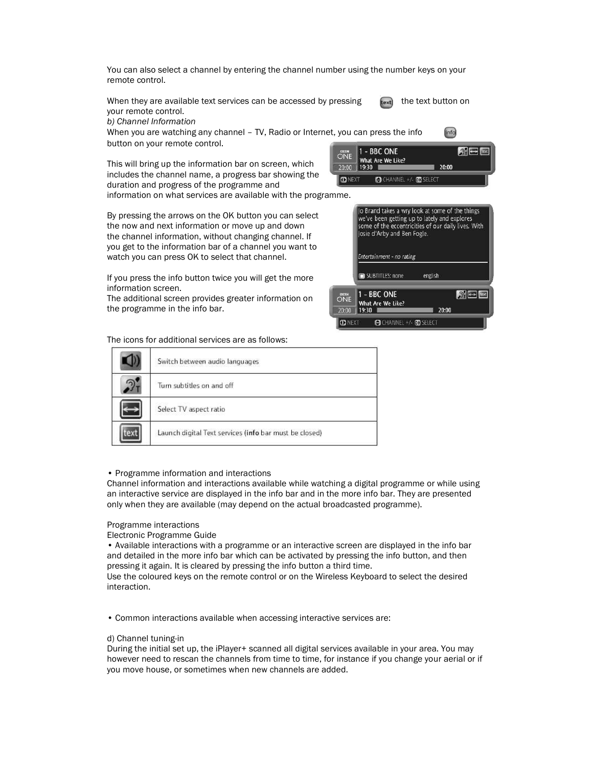You can also select a channel by entering the channel number using the number keys on your remote control.

When they are available text services can be accessed by pressing the text button on your remote control.

*b) Channel Information*

When you are watching any channel – TV, Radio or Internet, you can press the info button on your remote control.

This will bring up the information bar on screen, which includes the channel name, a progress bar showing the duration and progress of the programme and information on what services are available with the programme.

By pressing the arrows on the OK button you can select the now and next information or move up and down the channel information, without changing channel. If you get to the information bar of a channel you want to watch you can press OK to select that channel.

If you press the info button twice you will get the more information screen.
The additional screen provides greater information on the programme in the info bar.

The icons for additional services are as follows:

| Icon | Function |
|---|---|
| | Switch between audio languages |
| | Turn subtitles on and off |
| | Select TV aspect ratio |
| text | Launch digital Text services (**info** bar must be closed) |

• Programme information and interactions
Channel information and interactions available while watching a digital programme or while using an interactive service are displayed in the info bar and in the more info bar. They are presented only when they are available (may depend on the actual broadcasted programme).

Programme interactions
Electronic Programme Guide
• Available interactions with a programme or an interactive screen are displayed in the info bar and detailed in the more info bar which can be activated by pressing the info button, and then pressing it again. It is cleared by pressing the info button a third time.
Use the coloured keys on the remote control or on the Wireless Keyboard to select the desired interaction.

• Common interactions available when accessing interactive services are:

d) Channel tuning-in
During the initial set up, the iPlayer+ scanned all digital services available in your area. You may however need to rescan the channels from time to time, for instance if you change your aerial or if you move house, or sometimes when new channels are added.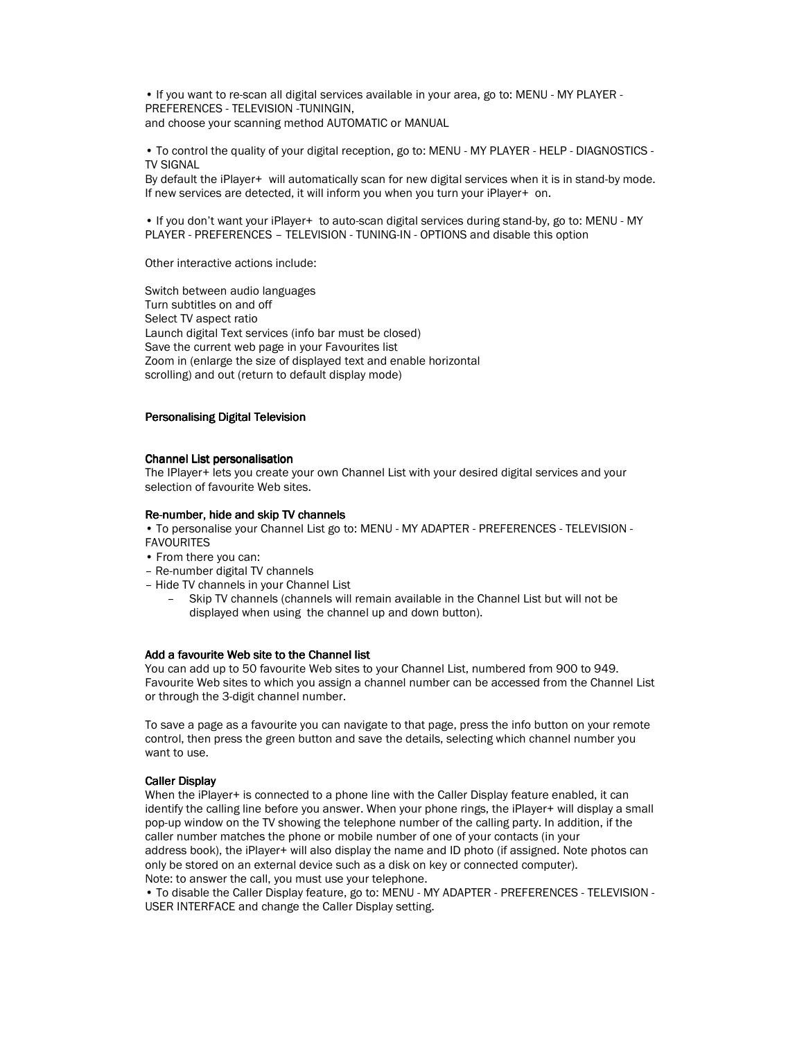• If you want to re-scan all digital services available in your area, go to: MENU - MY PLAYER - PREFERENCES - TELEVISION -TUNINGIN,
and choose your scanning method AUTOMATIC or MANUAL

• To control the quality of your digital reception, go to: MENU - MY PLAYER - HELP - DIAGNOSTICS - TV SIGNAL
By default the iPlayer+ will automatically scan for new digital services when it is in stand-by mode. If new services are detected, it will inform you when you turn your iPlayer+ on.

• If you don't want your iPlayer+ to auto-scan digital services during stand-by, go to: MENU - MY PLAYER - PREFERENCES – TELEVISION - TUNING-IN - OPTIONS and disable this option

Other interactive actions include:

Switch between audio languages
Turn subtitles on and off
Select TV aspect ratio
Launch digital Text services (info bar must be closed)
Save the current web page in your Favourites list
Zoom in (enlarge the size of displayed text and enable horizontal scrolling) and out (return to default display mode)

## Personalising Digital Television

### Channel List personalisation

The IPlayer+ lets you create your own Channel List with your desired digital services and your selection of favourite Web sites.

### Re-number, hide and skip TV channels

• To personalise your Channel List go to: MENU - MY ADAPTER - PREFERENCES - TELEVISION - FAVOURITES
• From there you can:
– Re-number digital TV channels
– Hide TV channels in your Channel List
– Skip TV channels (channels will remain available in the Channel List but will not be displayed when using the channel up and down button).

### Add a favourite Web site to the Channel list

You can add up to 50 favourite Web sites to your Channel List, numbered from 900 to 949. Favourite Web sites to which you assign a channel number can be accessed from the Channel List or through the 3-digit channel number.

To save a page as a favourite you can navigate to that page, press the info button on your remote control, then press the green button and save the details, selecting which channel number you want to use.

### Caller Display

When the iPlayer+ is connected to a phone line with the Caller Display feature enabled, it can identify the calling line before you answer. When your phone rings, the iPlayer+ will display a small pop-up window on the TV showing the telephone number of the calling party. In addition, if the caller number matches the phone or mobile number of one of your contacts (in your address book), the iPlayer+ will also display the name and ID photo (if assigned. Note photos can only be stored on an external device such as a disk on key or connected computer).
Note: to answer the call, you must use your telephone.
• To disable the Caller Display feature, go to: MENU - MY ADAPTER - PREFERENCES - TELEVISION - USER INTERFACE and change the Caller Display setting.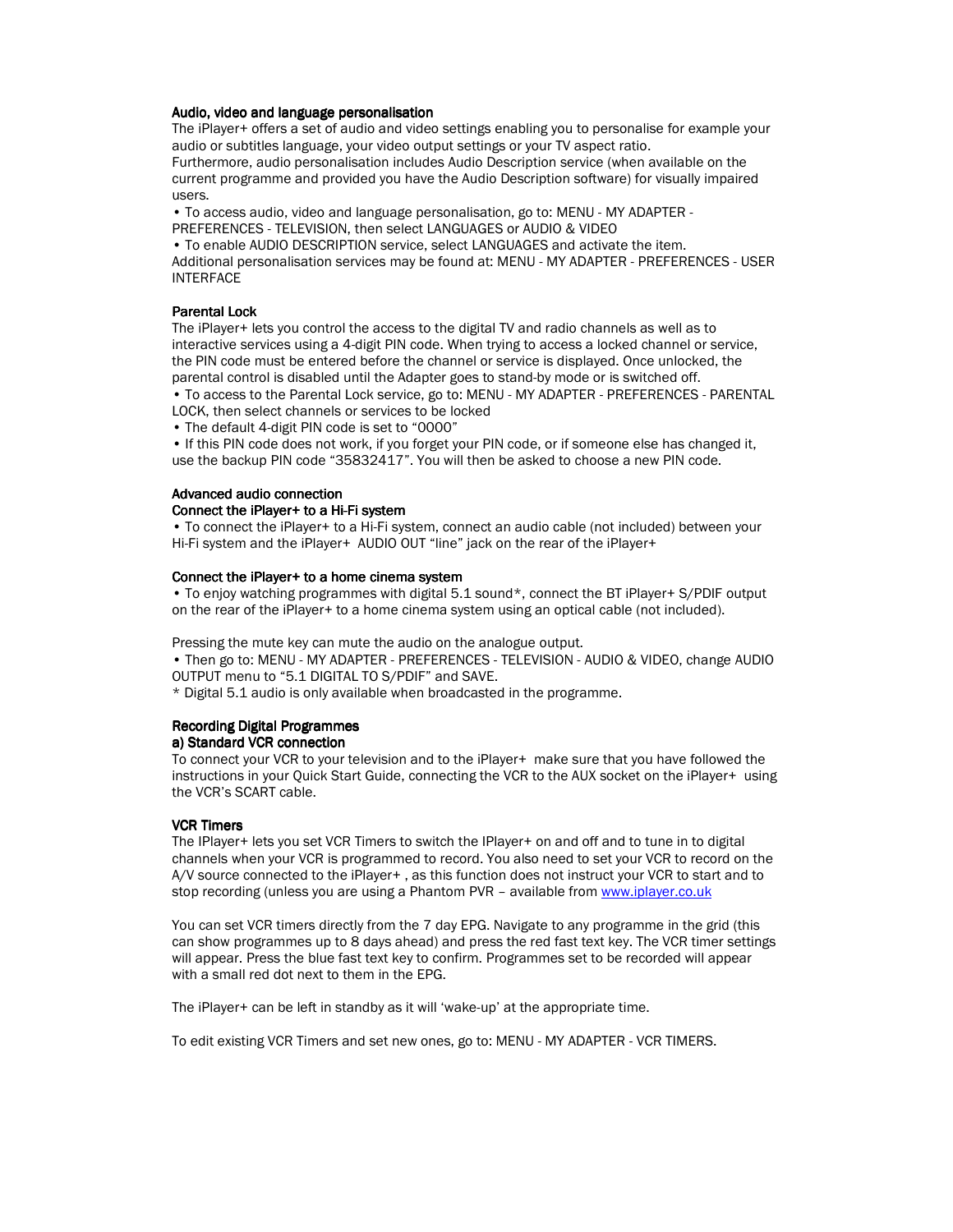### Audio, video and language personalisation

The iPlayer+ offers a set of audio and video settings enabling you to personalise for example your audio or subtitles language, your video output settings or your TV aspect ratio.
Furthermore, audio personalisation includes Audio Description service (when available on the current programme and provided you have the Audio Description software) for visually impaired users.

• To access audio, video and language personalisation, go to: MENU - MY ADAPTER - PREFERENCES - TELEVISION, then select LANGUAGES or AUDIO & VIDEO
• To enable AUDIO DESCRIPTION service, select LANGUAGES and activate the item.
Additional personalisation services may be found at: MENU - MY ADAPTER - PREFERENCES - USER INTERFACE

### Parental Lock

The iPlayer+ lets you control the access to the digital TV and radio channels as well as to interactive services using a 4-digit PIN code. When trying to access a locked channel or service, the PIN code must be entered before the channel or service is displayed. Once unlocked, the parental control is disabled until the Adapter goes to stand-by mode or is switched off.
• To access to the Parental Lock service, go to: MENU - MY ADAPTER - PREFERENCES - PARENTAL LOCK, then select channels or services to be locked
• The default 4-digit PIN code is set to "0000"
• If this PIN code does not work, if you forget your PIN code, or if someone else has changed it, use the backup PIN code "35832417". You will then be asked to choose a new PIN code.

### Advanced audio connection

#### Connect the iPlayer+ to a Hi-Fi system

• To connect the iPlayer+ to a Hi-Fi system, connect an audio cable (not included) between your Hi-Fi system and the iPlayer+ AUDIO OUT "line" jack on the rear of the iPlayer+

#### Connect the iPlayer+ to a home cinema system

• To enjoy watching programmes with digital 5.1 sound*, connect the BT iPlayer+ S/PDIF output on the rear of the iPlayer+ to a home cinema system using an optical cable (not included).

Pressing the mute key can mute the audio on the analogue output.
• Then go to: MENU - MY ADAPTER - PREFERENCES - TELEVISION - AUDIO & VIDEO, change AUDIO OUTPUT menu to "5.1 DIGITAL TO S/PDIF" and SAVE.
* Digital 5.1 audio is only available when broadcasted in the programme.

### Recording Digital Programmes

#### a) Standard VCR connection

To connect your VCR to your television and to the iPlayer+ make sure that you have followed the instructions in your Quick Start Guide, connecting the VCR to the AUX socket on the iPlayer+ using the VCR's SCART cable.

### VCR Timers

The IPlayer+ lets you set VCR Timers to switch the IPlayer+ on and off and to tune in to digital channels when your VCR is programmed to record. You also need to set your VCR to record on the A/V source connected to the iPlayer+ , as this function does not instruct your VCR to start and to stop recording (unless you are using a Phantom PVR – available from [www.iplayer.co.uk](http://www.iplayer.co.uk)

You can set VCR timers directly from the 7 day EPG. Navigate to any programme in the grid (this can show programmes up to 8 days ahead) and press the red fast text key. The VCR timer settings will appear. Press the blue fast text key to confirm. Programmes set to be recorded will appear with a small red dot next to them in the EPG.

The iPlayer+ can be left in standby as it will 'wake-up' at the appropriate time.

To edit existing VCR Timers and set new ones, go to: MENU - MY ADAPTER - VCR TIMERS.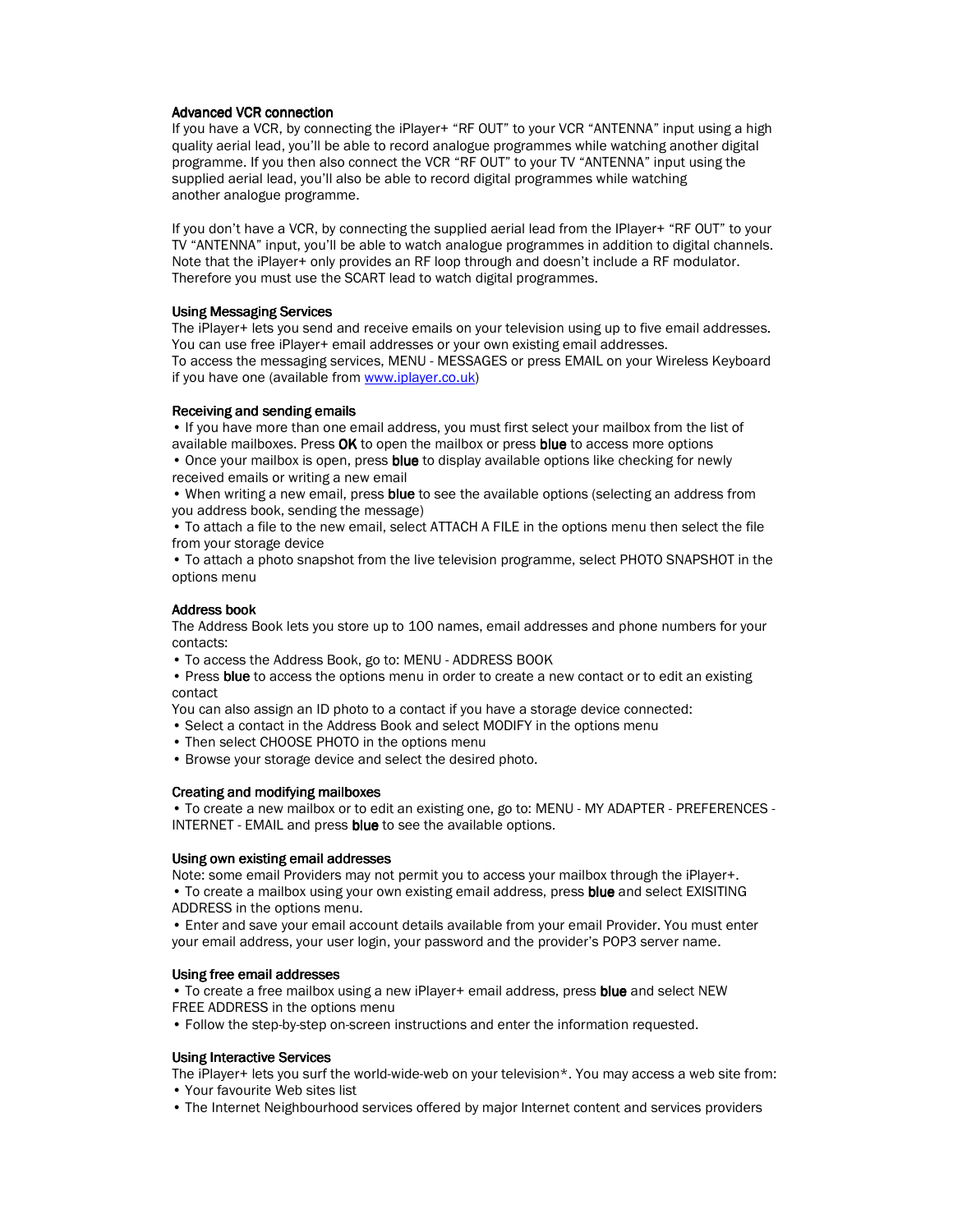### Advanced VCR connection

If you have a VCR, by connecting the iPlayer+ “RF OUT” to your VCR “ANTENNA” input using a high quality aerial lead, you’ll be able to record analogue programmes while watching another digital programme. If you then also connect the VCR “RF OUT” to your TV “ANTENNA” input using the supplied aerial lead, you’ll also be able to record digital programmes while watching another analogue programme.

If you don’t have a VCR, by connecting the supplied aerial lead from the IPlayer+ “RF OUT” to your TV “ANTENNA” input, you’ll be able to watch analogue programmes in addition to digital channels. Note that the iPlayer+ only provides an RF loop through and doesn’t include a RF modulator. Therefore you must use the SCART lead to watch digital programmes.

### Using Messaging Services

The iPlayer+ lets you send and receive emails on your television using up to five email addresses. You can use free iPlayer+ email addresses or your own existing email addresses.
To access the messaging services, MENU - MESSAGES or press EMAIL on your Wireless Keyboard if you have one (available from [www.iplayer.co.uk](www.iplayer.co.uk))

### Receiving and sending emails

- If you have more than one email address, you must first select your mailbox from the list of available mailboxes. Press **OK** to open the mailbox or press **blue** to access more options
- Once your mailbox is open, press **blue** to display available options like checking for newly received emails or writing a new email
- When writing a new email, press **blue** to see the available options (selecting an address from you address book, sending the message)
- To attach a file to the new email, select ATTACH A FILE in the options menu then select the file from your storage device
- To attach a photo snapshot from the live television programme, select PHOTO SNAPSHOT in the options menu

### Address book

The Address Book lets you store up to 100 names, email addresses and phone numbers for your contacts:

- To access the Address Book, go to: MENU - ADDRESS BOOK
- Press **blue** to access the options menu in order to create a new contact or to edit an existing contact

You can also assign an ID photo to a contact if you have a storage device connected:

- Select a contact in the Address Book and select MODIFY in the options menu
- Then select CHOOSE PHOTO in the options menu
- Browse your storage device and select the desired photo.

### Creating and modifying mailboxes

- To create a new mailbox or to edit an existing one, go to: MENU - MY ADAPTER - PREFERENCES - INTERNET - EMAIL and press **blue** to see the available options.

### Using own existing email addresses

Note: some email Providers may not permit you to access your mailbox through the iPlayer+.

- To create a mailbox using your own existing email address, press **blue** and select EXISITING ADDRESS in the options menu.
- Enter and save your email account details available from your email Provider. You must enter your email address, your user login, your password and the provider’s POP3 server name.

### Using free email addresses

- To create a free mailbox using a new iPlayer+ email address, press **blue** and select NEW FREE ADDRESS in the options menu
- Follow the step-by-step on-screen instructions and enter the information requested.

### Using Interactive Services

The iPlayer+ lets you surf the world-wide-web on your television*. You may access a web site from:

- Your favourite Web sites list
- The Internet Neighbourhood services offered by major Internet content and services providers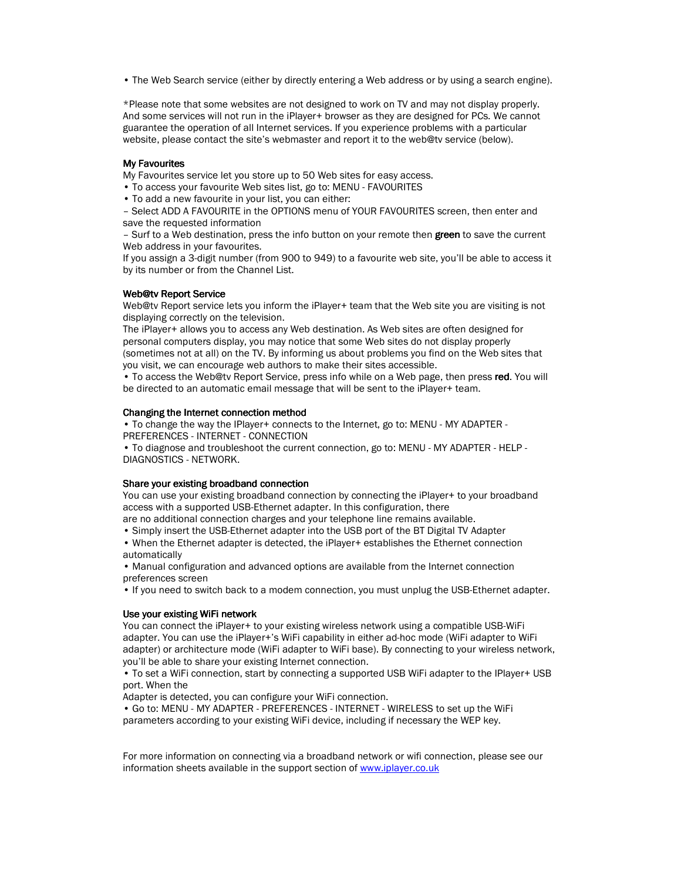- The Web Search service (either by directly entering a Web address or by using a search engine).

*Please note that some websites are not designed to work on TV and may not display properly. And some services will not run in the iPlayer+ browser as they are designed for PCs. We cannot guarantee the operation of all Internet services. If you experience problems with a particular website, please contact the site's webmaster and report it to the web@tv service (below).

### My Favourites

My Favourites service let you store up to 50 Web sites for easy access.

- To access your favourite Web sites list, go to: MENU - FAVOURITES
- To add a new favourite in your list, you can either:

– Select ADD A FAVOURITE in the OPTIONS menu of YOUR FAVOURITES screen, then enter and save the requested information

– Surf to a Web destination, press the info button on your remote then **green** to save the current Web address in your favourites.

If you assign a 3-digit number (from 900 to 949) to a favourite web site, you'll be able to access it by its number or from the Channel List.

### Web@tv Report Service

Web@tv Report service lets you inform the iPlayer+ team that the Web site you are visiting is not displaying correctly on the television.

The iPlayer+ allows you to access any Web destination. As Web sites are often designed for personal computers display, you may notice that some Web sites do not display properly (sometimes not at all) on the TV. By informing us about problems you find on the Web sites that you visit, we can encourage web authors to make their sites accessible.

- To access the Web@tv Report Service, press info while on a Web page, then press **red**. You will be directed to an automatic email message that will be sent to the iPlayer+ team.

### Changing the Internet connection method

- To change the way the IPlayer+ connects to the Internet, go to: MENU - MY ADAPTER - PREFERENCES - INTERNET - CONNECTION
- To diagnose and troubleshoot the current connection, go to: MENU - MY ADAPTER - HELP - DIAGNOSTICS - NETWORK.

### Share your existing broadband connection

You can use your existing broadband connection by connecting the iPlayer+ to your broadband access with a supported USB-Ethernet adapter. In this configuration, there are no additional connection charges and your telephone line remains available.

- Simply insert the USB-Ethernet adapter into the USB port of the BT Digital TV Adapter
- When the Ethernet adapter is detected, the iPlayer+ establishes the Ethernet connection automatically
- Manual configuration and advanced options are available from the Internet connection preferences screen
- If you need to switch back to a modem connection, you must unplug the USB-Ethernet adapter.

### Use your existing WiFi network

You can connect the iPlayer+ to your existing wireless network using a compatible USB-WiFi adapter. You can use the iPlayer+'s WiFi capability in either ad-hoc mode (WiFi adapter to WiFi adapter) or architecture mode (WiFi adapter to WiFi base). By connecting to your wireless network, you'll be able to share your existing Internet connection.

- To set a WiFi connection, start by connecting a supported USB WiFi adapter to the IPlayer+ USB port. When the Adapter is detected, you can configure your WiFi connection.
- Go to: MENU - MY ADAPTER - PREFERENCES - INTERNET - WIRELESS to set up the WiFi parameters according to your existing WiFi device, including if necessary the WEP key.

For more information on connecting via a broadband network or wifi connection, please see our information sheets available in the support section of [www.iplayer.co.uk](http://www.iplayer.co.uk)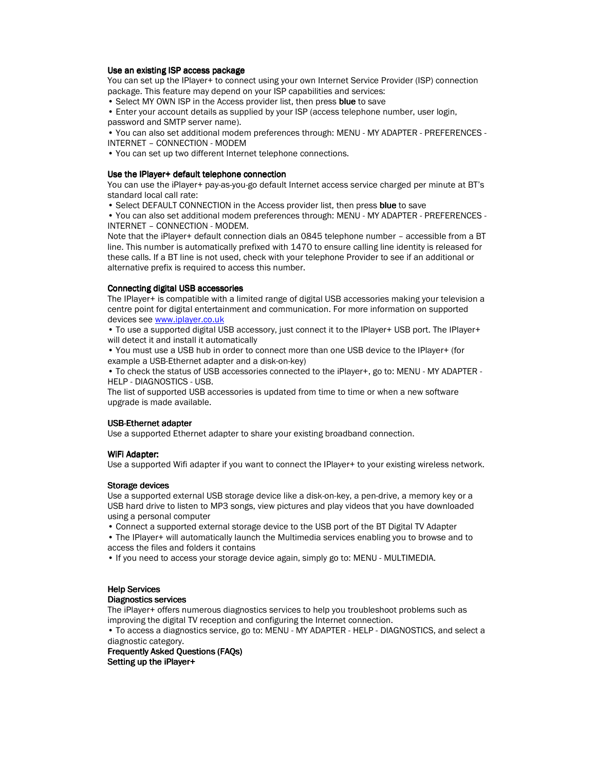### Use an existing ISP access package

You can set up the IPlayer+ to connect using your own Internet Service Provider (ISP) connection package. This feature may depend on your ISP capabilities and services:

- Select MY OWN ISP in the Access provider list, then press **blue** to save
- Enter your account details as supplied by your ISP (access telephone number, user login, password and SMTP server name).
- You can also set additional modem preferences through: MENU - MY ADAPTER - PREFERENCES - INTERNET – CONNECTION - MODEM
- You can set up two different Internet telephone connections.

### Use the IPlayer+ default telephone connection

You can use the iPlayer+ pay-as-you-go default Internet access service charged per minute at BT's standard local call rate:

- Select DEFAULT CONNECTION in the Access provider list, then press **blue** to save
- You can also set additional modem preferences through: MENU - MY ADAPTER - PREFERENCES - INTERNET – CONNECTION - MODEM.

Note that the iPlayer+ default connection dials an 0845 telephone number – accessible from a BT line. This number is automatically prefixed with 1470 to ensure calling line identity is released for these calls. If a BT line is not used, check with your telephone Provider to see if an additional or alternative prefix is required to access this number.

### Connecting digital USB accessories

The IPlayer+ is compatible with a limited range of digital USB accessories making your television a centre point for digital entertainment and communication. For more information on supported devices see www.iplayer.co.uk

- To use a supported digital USB accessory, just connect it to the IPlayer+ USB port. The IPlayer+ will detect it and install it automatically
- You must use a USB hub in order to connect more than one USB device to the IPlayer+ (for example a USB-Ethernet adapter and a disk-on-key)
- To check the status of USB accessories connected to the iPlayer+, go to: MENU - MY ADAPTER - HELP - DIAGNOSTICS - USB.

The list of supported USB accessories is updated from time to time or when a new software upgrade is made available.

### USB-Ethernet adapter

Use a supported Ethernet adapter to share your existing broadband connection.

### WIFI Adapter:

Use a supported Wifi adapter if you want to connect the IPlayer+ to your existing wireless network.

### Storage devices

Use a supported external USB storage device like a disk-on-key, a pen-drive, a memory key or a USB hard drive to listen to MP3 songs, view pictures and play videos that you have downloaded using a personal computer

- Connect a supported external storage device to the USB port of the BT Digital TV Adapter
- The IPlayer+ will automatically launch the Multimedia services enabling you to browse and to access the files and folders it contains
- If you need to access your storage device again, simply go to: MENU - MULTIMEDIA.

## Help Services

### Diagnostics services

The iPlayer+ offers numerous diagnostics services to help you troubleshoot problems such as improving the digital TV reception and configuring the Internet connection.

- To access a diagnostics service, go to: MENU - MY ADAPTER - HELP - DIAGNOSTICS, and select a diagnostic category.

### Frequently Asked Questions (FAQs)

### Setting up the iPlayer+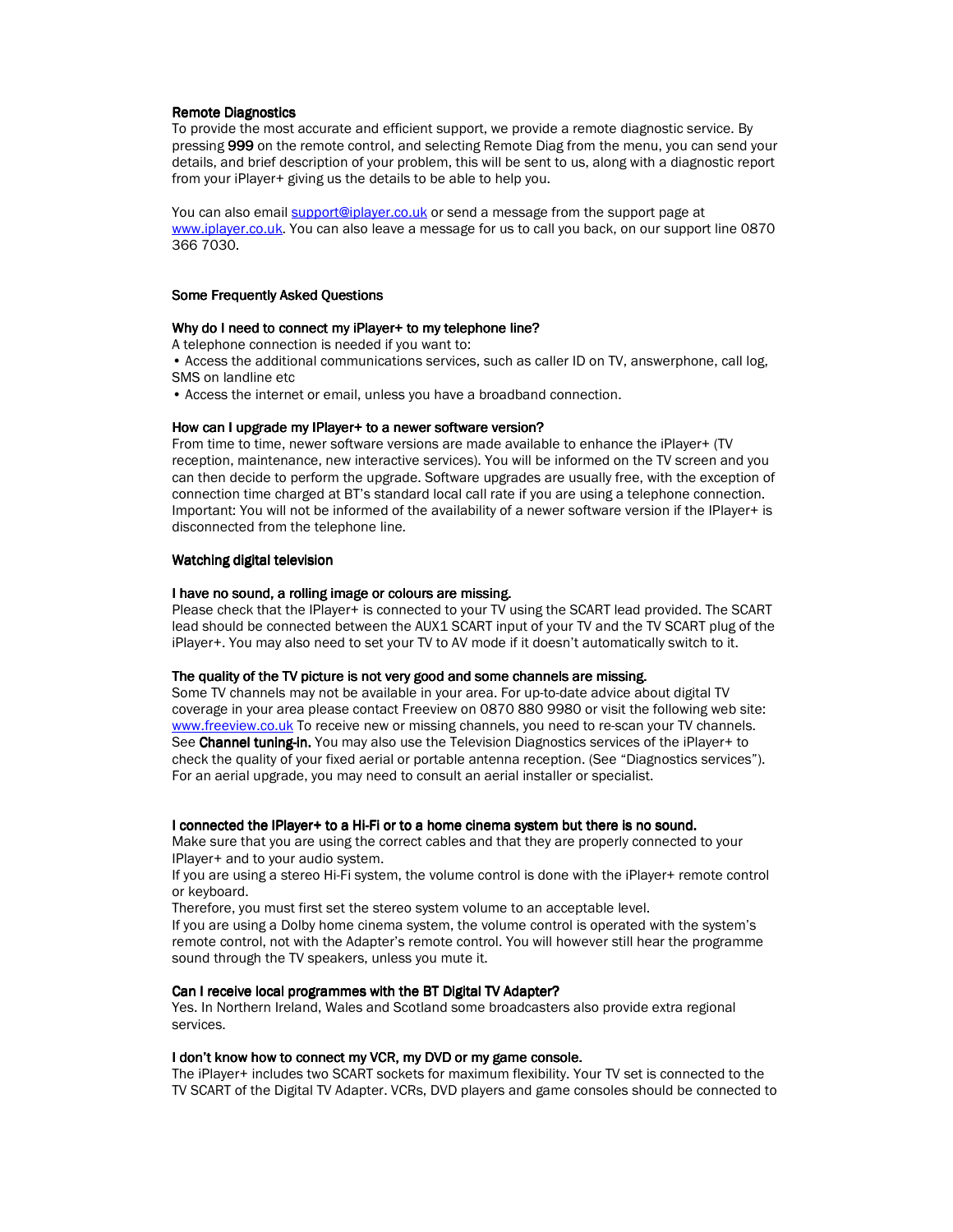### Remote Diagnostics

To provide the most accurate and efficient support, we provide a remote diagnostic service. By pressing **999** on the remote control, and selecting Remote Diag from the menu, you can send your details, and brief description of your problem, this will be sent to us, along with a diagnostic report from your iPlayer+ giving us the details to be able to help you.

You can also email [support@iplayer.co.uk](mailto:support@iplayer.co.uk) or send a message from the support page at [www.iplayer.co.uk](http://www.iplayer.co.uk). You can also leave a message for us to call you back, on our support line 0870 366 7030.

### Some Frequently Asked Questions

#### Why do I need to connect my iPlayer+ to my telephone line?

A telephone connection is needed if you want to:

- Access the additional communications services, such as caller ID on TV, answerphone, call log, SMS on landline etc
- Access the internet or email, unless you have a broadband connection.

#### How can I upgrade my IPlayer+ to a newer software version?

From time to time, newer software versions are made available to enhance the iPlayer+ (TV reception, maintenance, new interactive services). You will be informed on the TV screen and you can then decide to perform the upgrade. Software upgrades are usually free, with the exception of connection time charged at BT's standard local call rate if you are using a telephone connection. Important: You will not be informed of the availability of a newer software version if the IPlayer+ is disconnected from the telephone line.

### Watching digital television

#### I have no sound, a rolling image or colours are missing.

Please check that the IPlayer+ is connected to your TV using the SCART lead provided. The SCART lead should be connected between the AUX1 SCART input of your TV and the TV SCART plug of the iPlayer+. You may also need to set your TV to AV mode if it doesn't automatically switch to it.

#### The quality of the TV picture is not very good and some channels are missing.

Some TV channels may not be available in your area. For up-to-date advice about digital TV coverage in your area please contact Freeview on 0870 880 9980 or visit the following web site: [www.freeview.co.uk](http://www.freeview.co.uk) To receive new or missing channels, you need to re-scan your TV channels. See **Channel tuning-in.** You may also use the Television Diagnostics services of the iPlayer+ to check the quality of your fixed aerial or portable antenna reception. (See "Diagnostics services"). For an aerial upgrade, you may need to consult an aerial installer or specialist.

#### I connected the IPlayer+ to a Hi-Fi or to a home cinema system but there is no sound.

Make sure that you are using the correct cables and that they are properly connected to your IPlayer+ and to your audio system.

If you are using a stereo Hi-Fi system, the volume control is done with the iPlayer+ remote control or keyboard.

Therefore, you must first set the stereo system volume to an acceptable level.

If you are using a Dolby home cinema system, the volume control is operated with the system's remote control, not with the Adapter's remote control. You will however still hear the programme sound through the TV speakers, unless you mute it.

#### Can I receive local programmes with the BT Digital TV Adapter?

Yes. In Northern Ireland, Wales and Scotland some broadcasters also provide extra regional services.

#### I don't know how to connect my VCR, my DVD or my game console.

The iPlayer+ includes two SCART sockets for maximum flexibility. Your TV set is connected to the TV SCART of the Digital TV Adapter. VCRs, DVD players and game consoles should be connected to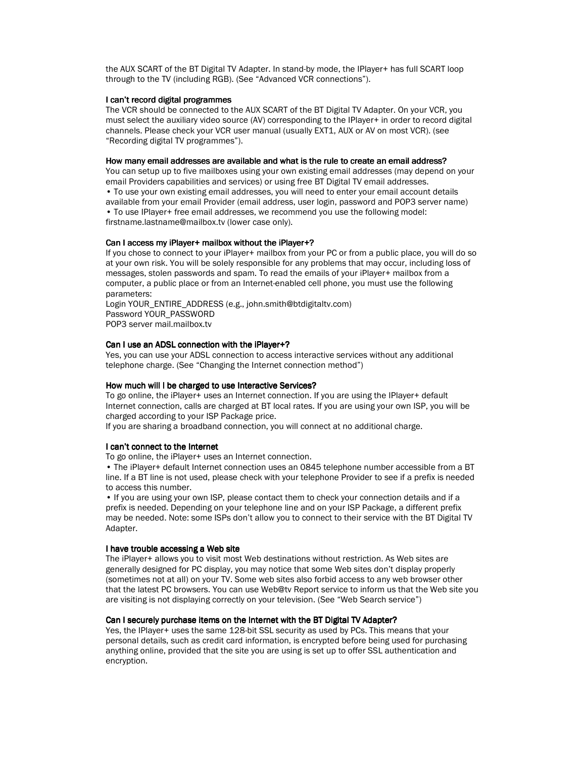the AUX SCART of the BT Digital TV Adapter. In stand-by mode, the IPlayer+ has full SCART loop through to the TV (including RGB). (See "Advanced VCR connections").

**I can't record digital programmes**

The VCR should be connected to the AUX SCART of the BT Digital TV Adapter. On your VCR, you must select the auxiliary video source (AV) corresponding to the IPlayer+ in order to record digital channels. Please check your VCR user manual (usually EXT1, AUX or AV on most VCR). (see "Recording digital TV programmes").

**How many email addresses are available and what is the rule to create an email address?**

You can setup up to five mailboxes using your own existing email addresses (may depend on your email Providers capabilities and services) or using free BT Digital TV email addresses.

• To use your own existing email addresses, you will need to enter your email account details available from your email Provider (email address, user login, password and POP3 server name)

• To use IPlayer+ free email addresses, we recommend you use the following model: firstname.lastname@mailbox.tv (lower case only).

**Can I access my iPlayer+ mailbox without the iPlayer+?**

If you chose to connect to your iPlayer+ mailbox from your PC or from a public place, you will do so at your own risk. You will be solely responsible for any problems that may occur, including loss of messages, stolen passwords and spam. To read the emails of your iPlayer+ mailbox from a computer, a public place or from an Internet-enabled cell phone, you must use the following parameters:

Login YOUR_ENTIRE_ADDRESS (e.g., john.smith@btdigitaltv.com)

Password YOUR_PASSWORD

POP3 server mail.mailbox.tv

**Can I use an ADSL connection with the iPlayer+?**

Yes, you can use your ADSL connection to access interactive services without any additional telephone charge. (See "Changing the Internet connection method")

**How much will I be charged to use Interactive Services?**

To go online, the iPlayer+ uses an Internet connection. If you are using the IPlayer+ default Internet connection, calls are charged at BT local rates. If you are using your own ISP, you will be charged according to your ISP Package price.

If you are sharing a broadband connection, you will connect at no additional charge.

**I can't connect to the Internet**

To go online, the iPlayer+ uses an Internet connection.

• The iPlayer+ default Internet connection uses an 0845 telephone number accessible from a BT line. If a BT line is not used, please check with your telephone Provider to see if a prefix is needed to access this number.

• If you are using your own ISP, please contact them to check your connection details and if a prefix is needed. Depending on your telephone line and on your ISP Package, a different prefix may be needed. Note: some ISPs don't allow you to connect to their service with the BT Digital TV Adapter.

**I have trouble accessing a Web site**

The iPlayer+ allows you to visit most Web destinations without restriction. As Web sites are generally designed for PC display, you may notice that some Web sites don't display properly (sometimes not at all) on your TV. Some web sites also forbid access to any web browser other that the latest PC browsers. You can use Web@tv Report service to inform us that the Web site you are visiting is not displaying correctly on your television. (See "Web Search service")

**Can I securely purchase items on the Internet with the BT Digital TV Adapter?**

Yes, the IPlayer+ uses the same 128-bit SSL security as used by PCs. This means that your personal details, such as credit card information, is encrypted before being used for purchasing anything online, provided that the site you are using is set up to offer SSL authentication and encryption.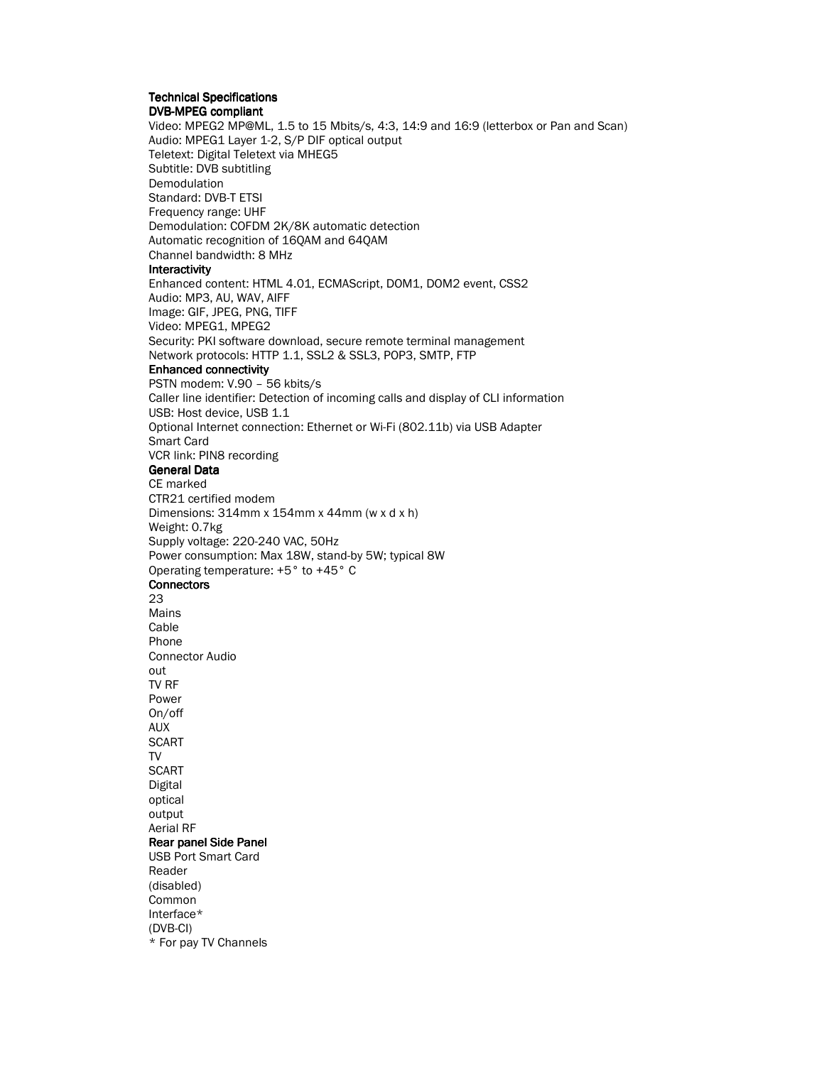**Technical Specifications**

**DVB-MPEG compliant**

Video: MPEG2 MP@ML, 1.5 to 15 Mbits/s, 4:3, 14:9 and 16:9 (letterbox or Pan and Scan)
Audio: MPEG1 Layer 1-2, S/P DIF optical output
Teletext: Digital Teletext via MHEG5
Subtitle: DVB subtitling
Demodulation
Standard: DVB-T ETSI
Frequency range: UHF
Demodulation: COFDM 2K/8K automatic detection
Automatic recognition of 16QAM and 64QAM
Channel bandwidth: 8 MHz

**Interactivity**

Enhanced content: HTML 4.01, ECMAScript, DOM1, DOM2 event, CSS2
Audio: MP3, AU, WAV, AIFF
Image: GIF, JPEG, PNG, TIFF
Video: MPEG1, MPEG2
Security: PKI software download, secure remote terminal management
Network protocols: HTTP 1.1, SSL2 & SSL3, POP3, SMTP, FTP

**Enhanced connectivity**

PSTN modem: V.90 – 56 kbits/s
Caller line identifier: Detection of incoming calls and display of CLI information
USB: Host device, USB 1.1
Optional Internet connection: Ethernet or Wi-Fi (802.11b) via USB Adapter
Smart Card
VCR link: PIN8 recording

**General Data**

CE marked
CTR21 certified modem
Dimensions: 314mm x 154mm x 44mm (w x d x h)
Weight: 0.7kg
Supply voltage: 220-240 VAC, 50Hz
Power consumption: Max 18W, stand-by 5W; typical 8W
Operating temperature: +5° to +45° C

**Connectors**

23
Mains
Cable
Phone
Connector Audio
out
TV RF
Power
On/off
AUX
SCART
TV
SCART
Digital
optical
output
Aerial RF

**Rear panel Side Panel**

USB Port Smart Card
Reader
(disabled)
Common
Interface*
(DVB-CI)
* For pay TV Channels